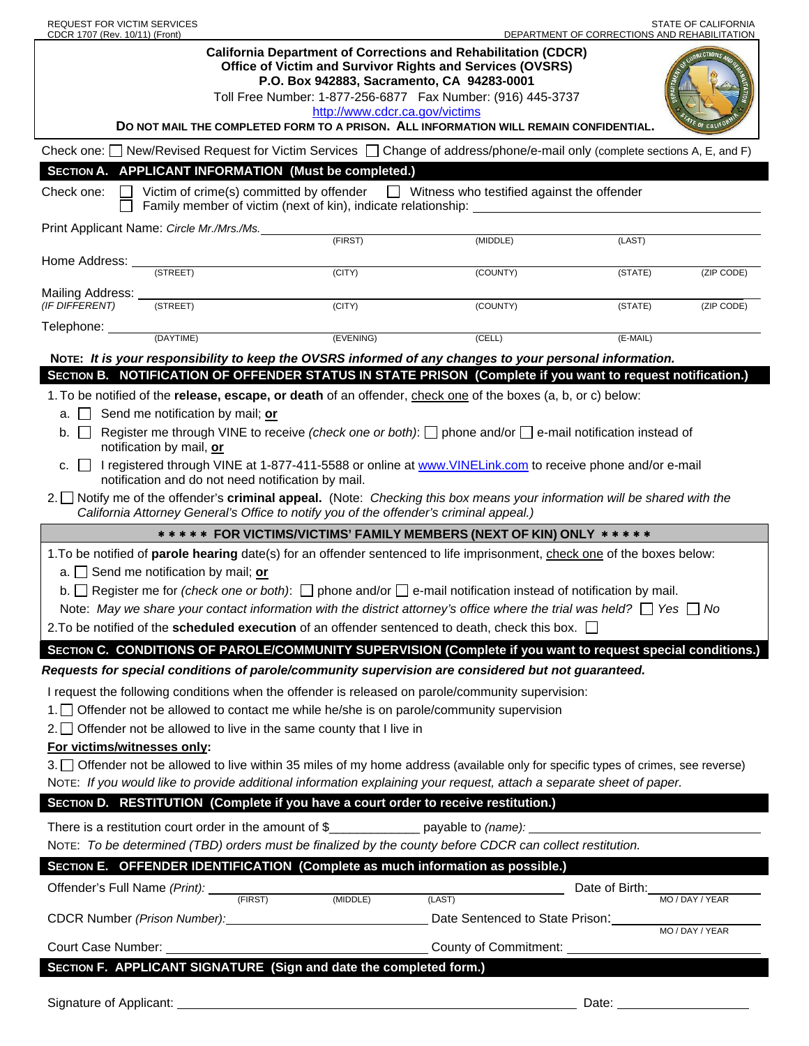REQUEST FOR VICTIM SERVICES
CDCR 1707 (Rev. 10/11) (Front)

STATE OF CALIFORNIA
DEPARTMENT OF CORRECTIONS AND REHABILITATION

**California Department of Corrections and Rehabilitation (CDCR)**
**Office of Victim and Survivor Rights and Services (OVSRS)**
**P.O. Box 942883, Sacramento, CA 94283-0001**
Toll Free Number: 1-877-256-6877 Fax Number: (916) 445-3737
http://www.cdcr.ca.gov/victims

**DO NOT MAIL THE COMPLETED FORM TO A PRISON. ALL INFORMATION WILL REMAIN CONFIDENTIAL.**

Check one: ☐ New/Revised Request for Victim Services ☐ Change of address/phone/e-mail only (complete sections A, E, and F)

## SECTION A. APPLICANT INFORMATION (Must be completed.)

Check one: ☐ Victim of crime(s) committed by offender ☐ Witness who testified against the offender
☐ Family member of victim (next of kin), indicate relationship: ______________________

Print Applicant Name: *Circle Mr./Mrs./Ms.* ______________ (FIRST) ______________ (MIDDLE) ______________ (LAST)

Home Address: ______________ (STREET) ______________ (CITY) ______________ (COUNTY) ______________ (STATE) ______________ (ZIP CODE)

Mailing Address: *(IF DIFFERENT)* ______________ (STREET) ______________ (CITY) ______________ (COUNTY) ______________ (STATE) ______________ (ZIP CODE)

Telephone: ______________ (DAYTIME) ______________ (EVENING) ______________ (CELL) ______________ (E-MAIL)

**NOTE:** ***It is your responsibility to keep the OVSRS informed of any changes to your personal information.***

## SECTION B. NOTIFICATION OF OFFENDER STATUS IN STATE PRISON (Complete if you want to request notification.)

1. To be notified of the **release, escape, or death** of an offender, check one of the boxes (a, b, or c) below:
   - a. ☐ Send me notification by mail; **or**
   - b. ☐ Register me through VINE to receive *(check one or both)*: ☐ phone and/or ☐ e-mail notification instead of notification by mail, **or**
   - c. ☐ I registered through VINE at 1-877-411-5588 or online at www.VINELink.com to receive phone and/or e-mail notification and do not need notification by mail.
2. ☐ Notify me of the offender's **criminal appeal.** (Note: *Checking this box means your information will be shared with the California Attorney General's Office to notify you of the offender's criminal appeal.)*

**\* \* \* \* \* FOR VICTIMS/VICTIMS' FAMILY MEMBERS (NEXT OF KIN) ONLY \* \* \* \* \***

1. To be notified of **parole hearing** date(s) for an offender sentenced to life imprisonment, check one of the boxes below:
   - a. ☐ Send me notification by mail; **or**
   - b. ☐ Register me for *(check one or both)*: ☐ phone and/or ☐ e-mail notification instead of notification by mail.

   Note: *May we share your contact information with the district attorney's office where the trial was held?* ☐ *Yes* ☐ *No*
2. To be notified of the **scheduled execution** of an offender sentenced to death, check this box. ☐

## SECTION C. CONDITIONS OF PAROLE/COMMUNITY SUPERVISION (Complete if you want to request special conditions.)

***Requests for special conditions of parole/community supervision are considered but not guaranteed.***

I request the following conditions when the offender is released on parole/community supervision:

1. ☐ Offender not be allowed to contact me while he/she is on parole/community supervision
2. ☐ Offender not be allowed to live in the same county that I live in

**For victims/witnesses only:**

3. ☐ Offender not be allowed to live within 35 miles of my home address (available only for specific types of crimes, see reverse)

NOTE: *If you would like to provide additional information explaining your request, attach a separate sheet of paper.*

## SECTION D. RESTITUTION (Complete if you have a court order to receive restitution.)

There is a restitution court order in the amount of $____________ payable to *(name):* ______________________

NOTE: *To be determined (TBD) orders must be finalized by the county before CDCR can collect restitution.*

## SECTION E. OFFENDER IDENTIFICATION (Complete as much information as possible.)

Offender's Full Name *(Print):* ______________ (FIRST) ______________ (MIDDLE) ______________ (LAST) Date of Birth: ______________ MO / DAY / YEAR

CDCR Number *(Prison Number):* ______________________ Date Sentenced to State Prison: ______________ MO / DAY / YEAR

Court Case Number: ______________________ County of Commitment: ______________________

## SECTION F. APPLICANT SIGNATURE (Sign and date the completed form.)

Signature of Applicant: ______________________________ Date: ______________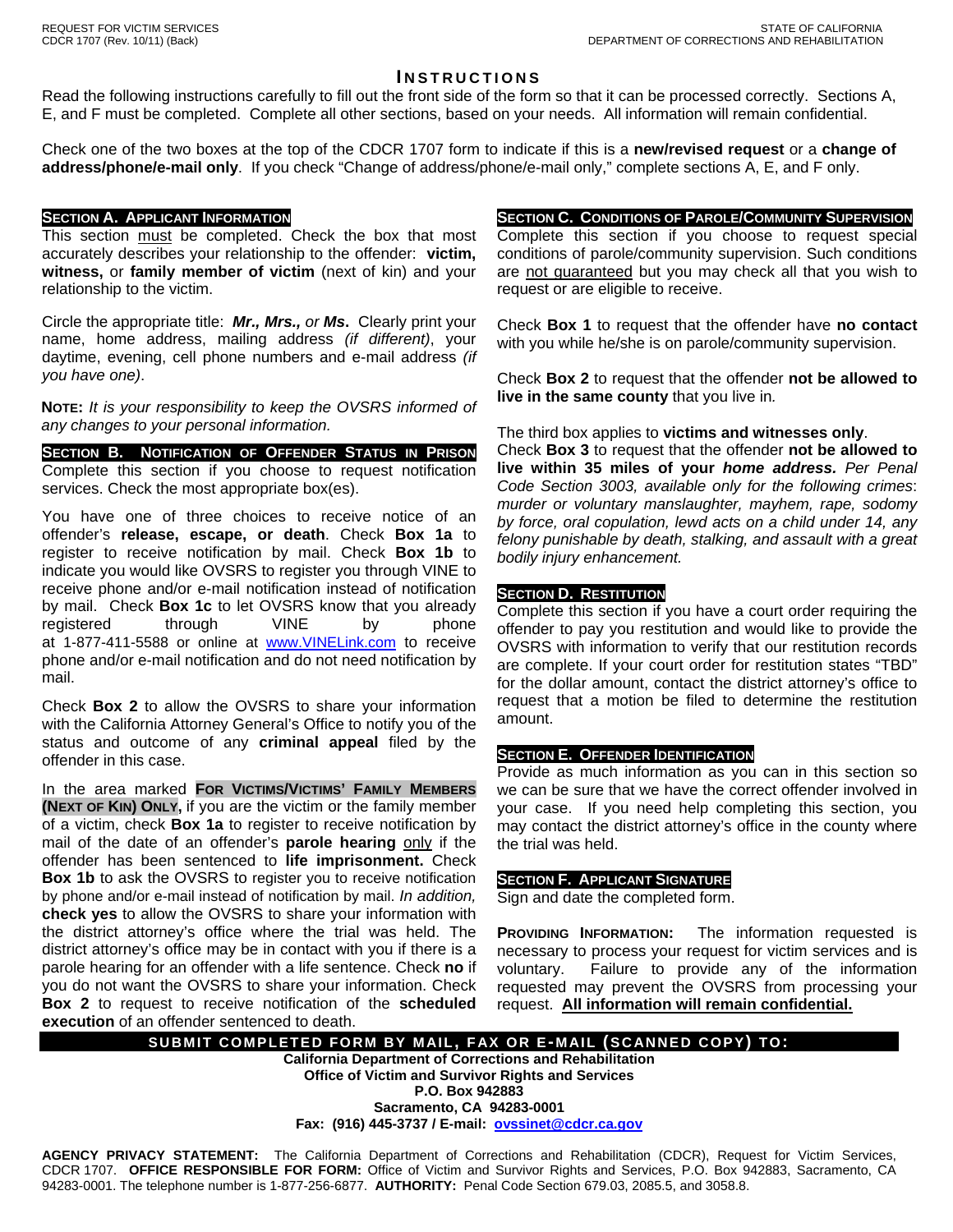# INSTRUCTIONS

Read the following instructions carefully to fill out the front side of the form so that it can be processed correctly. Sections A, E, and F must be completed. Complete all other sections, based on your needs. All information will remain confidential.

Check one of the two boxes at the top of the CDCR 1707 form to indicate if this is a **new/revised request** or a **change of address/phone/e-mail only**. If you check "Change of address/phone/e-mail only," complete sections A, E, and F only.

## SECTION A. APPLICANT INFORMATION

This section must be completed. Check the box that most accurately describes your relationship to the offender: **victim, witness,** or **family member of victim** (next of kin) and your relationship to the victim.

Circle the appropriate title: ***Mr., Mrs., or Ms.*** Clearly print your name, home address, mailing address *(if different)*, your daytime, evening, cell phone numbers and e-mail address *(if you have one)*.

**NOTE:** *It is your responsibility to keep the OVSRS informed of any changes to your personal information.*

## SECTION B. NOTIFICATION OF OFFENDER STATUS IN PRISON

Complete this section if you choose to request notification services. Check the most appropriate box(es).

You have one of three choices to receive notice of an offender's **release, escape, or death**. Check **Box 1a** to register to receive notification by mail. Check **Box 1b** to indicate you would like OVSRS to register you through VINE to receive phone and/or e-mail notification instead of notification by mail. Check **Box 1c** to let OVSRS know that you already registered through VINE by phone at 1-877-411-5588 or online at www.VINELink.com to receive phone and/or e-mail notification and do not need notification by mail.

Check **Box 2** to allow the OVSRS to share your information with the California Attorney General's Office to notify you of the status and outcome of any **criminal appeal** filed by the offender in this case.

In the area marked **FOR VICTIMS/VICTIMS' FAMILY MEMBERS (NEXT OF KIN) ONLY,** if you are the victim or the family member of a victim, check **Box 1a** to register to receive notification by mail of the date of an offender's **parole hearing** only if the offender has been sentenced to **life imprisonment.** Check **Box 1b** to ask the OVSRS to register you to receive notification by phone and/or e-mail instead of notification by mail. *In addition,* **check yes** to allow the OVSRS to share your information with the district attorney's office where the trial was held. The district attorney's office may be in contact with you if there is a parole hearing for an offender with a life sentence. Check **no** if you do not want the OVSRS to share your information. Check **Box 2** to request to receive notification of the **scheduled execution** of an offender sentenced to death.

## SECTION C. CONDITIONS OF PAROLE/COMMUNITY SUPERVISION

Complete this section if you choose to request special conditions of parole/community supervision. Such conditions are not guaranteed but you may check all that you wish to request or are eligible to receive.

Check **Box 1** to request that the offender have **no contact** with you while he/she is on parole/community supervision.

Check **Box 2** to request that the offender **not be allowed to live in the same county** that you live in*.*

The third box applies to **victims and witnesses only**. Check **Box 3** to request that the offender **not be allowed to live within 35 miles of your *home address.*** *Per Penal Code Section 3003, available only for the following crimes: murder or voluntary manslaughter, mayhem, rape, sodomy by force, oral copulation, lewd acts on a child under 14, any felony punishable by death, stalking, and assault with a great bodily injury enhancement.*

## SECTION D. RESTITUTION

Complete this section if you have a court order requiring the offender to pay you restitution and would like to provide the OVSRS with information to verify that our restitution records are complete. If your court order for restitution states "TBD" for the dollar amount, contact the district attorney's office to request that a motion be filed to determine the restitution amount.

## SECTION E. OFFENDER IDENTIFICATION

Provide as much information as you can in this section so we can be sure that we have the correct offender involved in your case. If you need help completing this section, you may contact the district attorney's office in the county where the trial was held.

## SECTION F. APPLICANT SIGNATURE

Sign and date the completed form.

**PROVIDING INFORMATION:** The information requested is necessary to process your request for victim services and is voluntary. Failure to provide any of the information requested may prevent the OVSRS from processing your request. **All information will remain confidential.**

## SUBMIT COMPLETED FORM BY MAIL, FAX OR E-MAIL (SCANNED COPY) TO:

**California Department of Corrections and Rehabilitation**
**Office of Victim and Survivor Rights and Services**
**P.O. Box 942883**
**Sacramento, CA 94283-0001**
**Fax: (916) 445-3737 / E-mail: ovssinet@cdcr.ca.gov**

**AGENCY PRIVACY STATEMENT:** The California Department of Corrections and Rehabilitation (CDCR), Request for Victim Services, CDCR 1707. **OFFICE RESPONSIBLE FOR FORM:** Office of Victim and Survivor Rights and Services, P.O. Box 942883, Sacramento, CA 94283-0001. The telephone number is 1-877-256-6877. **AUTHORITY:** Penal Code Section 679.03, 2085.5, and 3058.8.